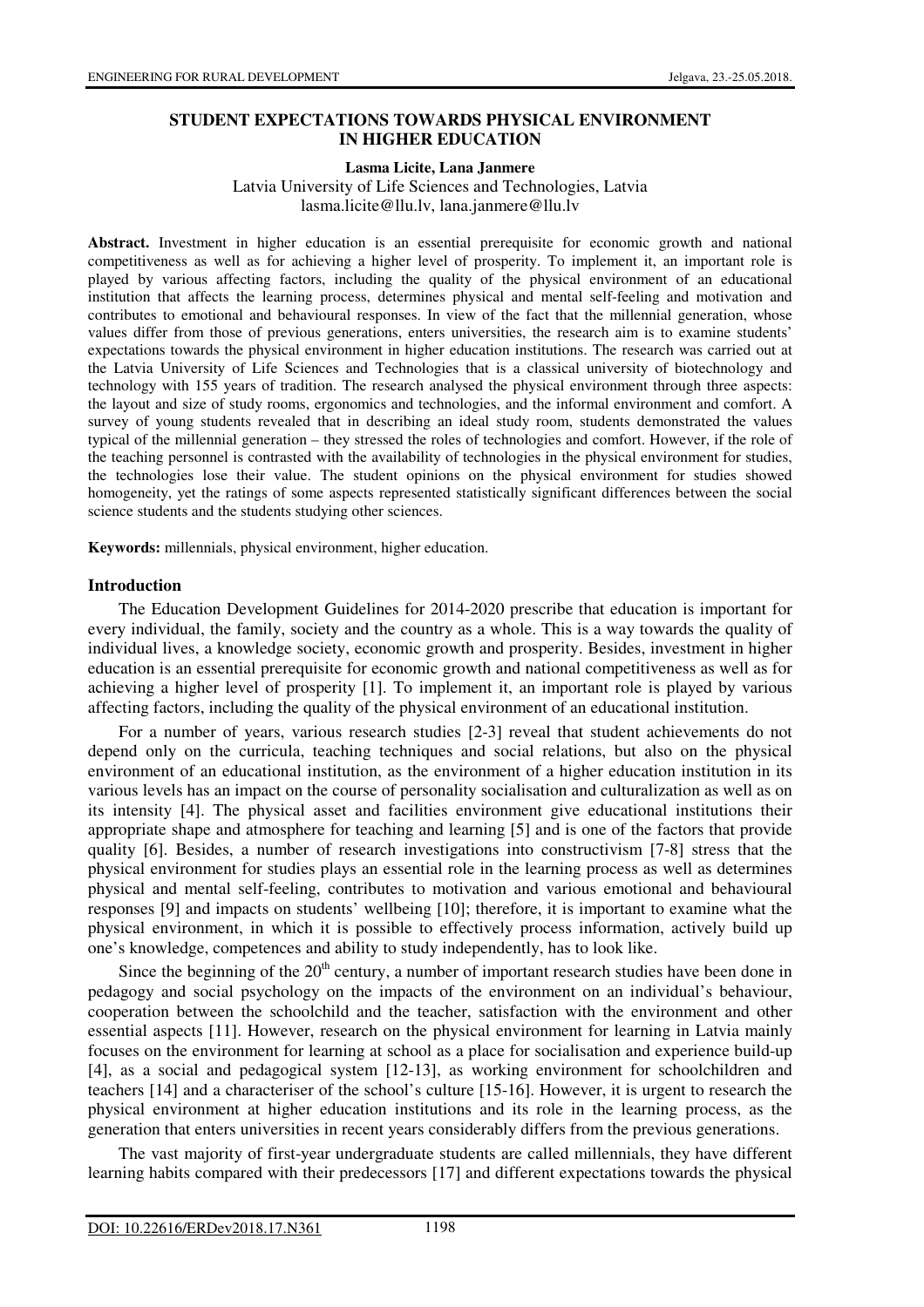# STUDENT EXPECTATIONS TOWARDS PHYSICAL ENVIRONMENT IN HIGHER EDUCATION

**Lasma Licite, Lana Janmere**

Latvia University of Life Sciences and Technologies, Latvia

lasma.licite@llu.lv, lana.janmere@llu.lv

**Abstract.** Investment in higher education is an essential prerequisite for economic growth and national competitiveness as well as for achieving a higher level of prosperity. To implement it, an important role is played by various affecting factors, including the quality of the physical environment of an educational institution that affects the learning process, determines physical and mental self-feeling and motivation and contributes to emotional and behavioural responses. In view of the fact that the millennial generation, whose values differ from those of previous generations, enters universities, the research aim is to examine students' expectations towards the physical environment in higher education institutions. The research was carried out at the Latvia University of Life Sciences and Technologies that is a classical university of biotechnology and technology with 155 years of tradition. The research analysed the physical environment through three aspects: the layout and size of study rooms, ergonomics and technologies, and the informal environment and comfort. A survey of young students revealed that in describing an ideal study room, students demonstrated the values typical of the millennial generation – they stressed the roles of technologies and comfort. However, if the role of the teaching personnel is contrasted with the availability of technologies in the physical environment for studies, the technologies lose their value. The student opinions on the physical environment for studies showed homogeneity, yet the ratings of some aspects represented statistically significant differences between the social science students and the students studying other sciences.

**Keywords:** millennials, physical environment, higher education.

## Introduction

The Education Development Guidelines for 2014-2020 prescribe that education is important for every individual, the family, society and the country as a whole. This is a way towards the quality of individual lives, a knowledge society, economic growth and prosperity. Besides, investment in higher education is an essential prerequisite for economic growth and national competitiveness as well as for achieving a higher level of prosperity [1]. To implement it, an important role is played by various affecting factors, including the quality of the physical environment of an educational institution.

For a number of years, various research studies [2-3] reveal that student achievements do not depend only on the curricula, teaching techniques and social relations, but also on the physical environment of an educational institution, as the environment of a higher education institution in its various levels has an impact on the course of personality socialisation and culturalization as well as on its intensity [4]. The physical asset and facilities environment give educational institutions their appropriate shape and atmosphere for teaching and learning [5] and is one of the factors that provide quality [6]. Besides, a number of research investigations into constructivism [7-8] stress that the physical environment for studies plays an essential role in the learning process as well as determines physical and mental self-feeling, contributes to motivation and various emotional and behavioural responses [9] and impacts on students' wellbeing [10]; therefore, it is important to examine what the physical environment, in which it is possible to effectively process information, actively build up one's knowledge, competences and ability to study independently, has to look like.

Since the beginning of the 20th century, a number of important research studies have been done in pedagogy and social psychology on the impacts of the environment on an individual's behaviour, cooperation between the schoolchild and the teacher, satisfaction with the environment and other essential aspects [11]. However, research on the physical environment for learning in Latvia mainly focuses on the environment for learning at school as a place for socialisation and experience build-up [4], as a social and pedagogical system [12-13], as working environment for schoolchildren and teachers [14] and a characteriser of the school's culture [15-16]. However, it is urgent to research the physical environment at higher education institutions and its role in the learning process, as the generation that enters universities in recent years considerably differs from the previous generations.

The vast majority of first-year undergraduate students are called millennials, they have different learning habits compared with their predecessors [17] and different expectations towards the physical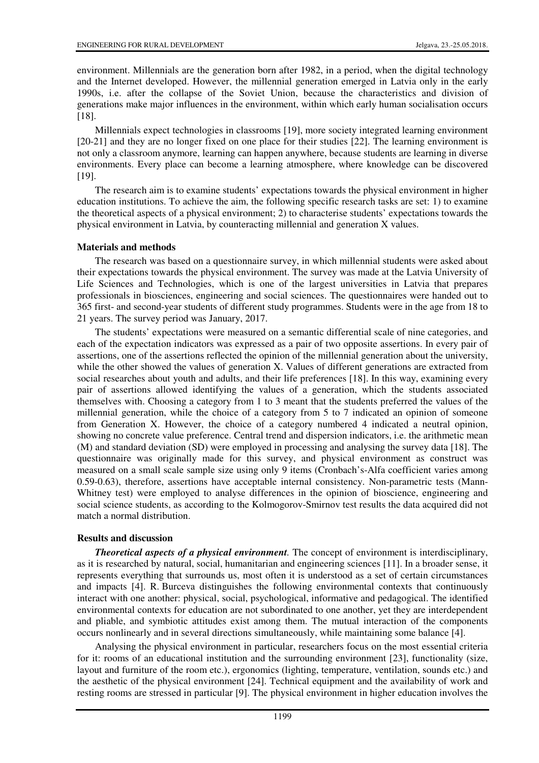environment. Millennials are the generation born after 1982, in a period, when the digital technology and the Internet developed. However, the millennial generation emerged in Latvia only in the early 1990s, i.e. after the collapse of the Soviet Union, because the characteristics and division of generations make major influences in the environment, within which early human socialisation occurs [18].

Millennials expect technologies in classrooms [19], more society integrated learning environment [20-21] and they are no longer fixed on one place for their studies [22]. The learning environment is not only a classroom anymore, learning can happen anywhere, because students are learning in diverse environments. Every place can become a learning atmosphere, where knowledge can be discovered [19].

The research aim is to examine students' expectations towards the physical environment in higher education institutions. To achieve the aim, the following specific research tasks are set: 1) to examine the theoretical aspects of a physical environment; 2) to characterise students' expectations towards the physical environment in Latvia, by counteracting millennial and generation X values.

## Materials and methods

The research was based on a questionnaire survey, in which millennial students were asked about their expectations towards the physical environment. The survey was made at the Latvia University of Life Sciences and Technologies, which is one of the largest universities in Latvia that prepares professionals in biosciences, engineering and social sciences. The questionnaires were handed out to 365 first- and second-year students of different study programmes. Students were in the age from 18 to 21 years. The survey period was January, 2017.

The students' expectations were measured on a semantic differential scale of nine categories, and each of the expectation indicators was expressed as a pair of two opposite assertions. In every pair of assertions, one of the assertions reflected the opinion of the millennial generation about the university, while the other showed the values of generation X. Values of different generations are extracted from social researches about youth and adults, and their life preferences [18]. In this way, examining every pair of assertions allowed identifying the values of a generation, which the students associated themselves with. Choosing a category from 1 to 3 meant that the students preferred the values of the millennial generation, while the choice of a category from 5 to 7 indicated an opinion of someone from Generation X. However, the choice of a category numbered 4 indicated a neutral opinion, showing no concrete value preference. Central trend and dispersion indicators, i.e. the arithmetic mean (M) and standard deviation (SD) were employed in processing and analysing the survey data [18]. The questionnaire was originally made for this survey, and physical environment as construct was measured on a small scale sample size using only 9 items (Cronbach's-Alfa coefficient varies among 0.59-0.63), therefore, assertions have acceptable internal consistency. Non-parametric tests (Mann-Whitney test) were employed to analyse differences in the opinion of bioscience, engineering and social science students, as according to the Kolmogorov-Smirnov test results the data acquired did not match a normal distribution.

## Results and discussion

***Theoretical aspects of a physical environment.*** The concept of environment is interdisciplinary, as it is researched by natural, social, humanitarian and engineering sciences [11]. In a broader sense, it represents everything that surrounds us, most often it is understood as a set of certain circumstances and impacts [4]. R. Burceva distinguishes the following environmental contexts that continuously interact with one another: physical, social, psychological, informative and pedagogical. The identified environmental contexts for education are not subordinated to one another, yet they are interdependent and pliable, and symbiotic attitudes exist among them. The mutual interaction of the components occurs nonlinearly and in several directions simultaneously, while maintaining some balance [4].

Analysing the physical environment in particular, researchers focus on the most essential criteria for it: rooms of an educational institution and the surrounding environment [23], functionality (size, layout and furniture of the room etc.), ergonomics (lighting, temperature, ventilation, sounds etc.) and the aesthetic of the physical environment [24]. Technical equipment and the availability of work and resting rooms are stressed in particular [9]. The physical environment in higher education involves the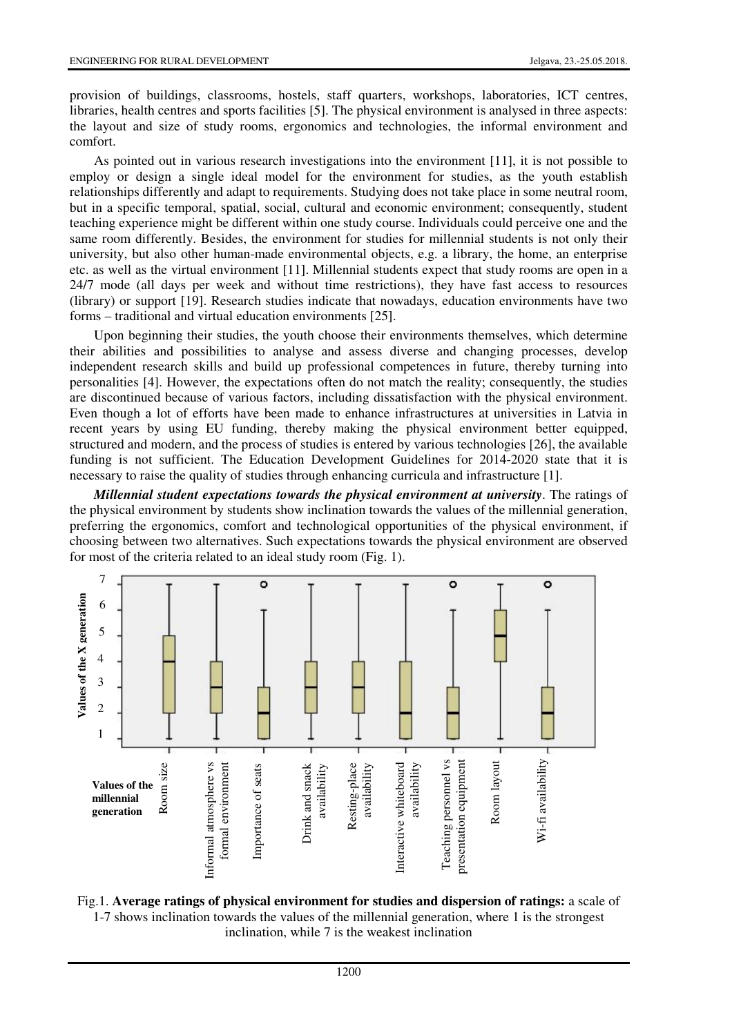provision of buildings, classrooms, hostels, staff quarters, workshops, laboratories, ICT centres, libraries, health centres and sports facilities [5]. The physical environment is analysed in three aspects: the layout and size of study rooms, ergonomics and technologies, the informal environment and comfort.

As pointed out in various research investigations into the environment [11], it is not possible to employ or design a single ideal model for the environment for studies, as the youth establish relationships differently and adapt to requirements. Studying does not take place in some neutral room, but in a specific temporal, spatial, social, cultural and economic environment; consequently, student teaching experience might be different within one study course. Individuals could perceive one and the same room differently. Besides, the environment for studies for millennial students is not only their university, but also other human-made environmental objects, e.g. a library, the home, an enterprise etc. as well as the virtual environment [11]. Millennial students expect that study rooms are open in a 24/7 mode (all days per week and without time restrictions), they have fast access to resources (library) or support [19]. Research studies indicate that nowadays, education environments have two forms – traditional and virtual education environments [25].

Upon beginning their studies, the youth choose their environments themselves, which determine their abilities and possibilities to analyse and assess diverse and changing processes, develop independent research skills and build up professional competences in future, thereby turning into personalities [4]. However, the expectations often do not match the reality; consequently, the studies are discontinued because of various factors, including dissatisfaction with the physical environment. Even though a lot of efforts have been made to enhance infrastructures at universities in Latvia in recent years by using EU funding, thereby making the physical environment better equipped, structured and modern, and the process of studies is entered by various technologies [26], the available funding is not sufficient. The Education Development Guidelines for 2014-2020 state that it is necessary to raise the quality of studies through enhancing curricula and infrastructure [1].

***Millennial student expectations towards the physical environment at university***. The ratings of the physical environment by students show inclination towards the values of the millennial generation, preferring the ergonomics, comfort and technological opportunities of the physical environment, if choosing between two alternatives. Such expectations towards the physical environment are observed for most of the criteria related to an ideal study room (Fig. 1).

Fig.1. **Average ratings of physical environment for studies and dispersion of ratings:** a scale of 1-7 shows inclination towards the values of the millennial generation, where 1 is the strongest inclination, while 7 is the weakest inclination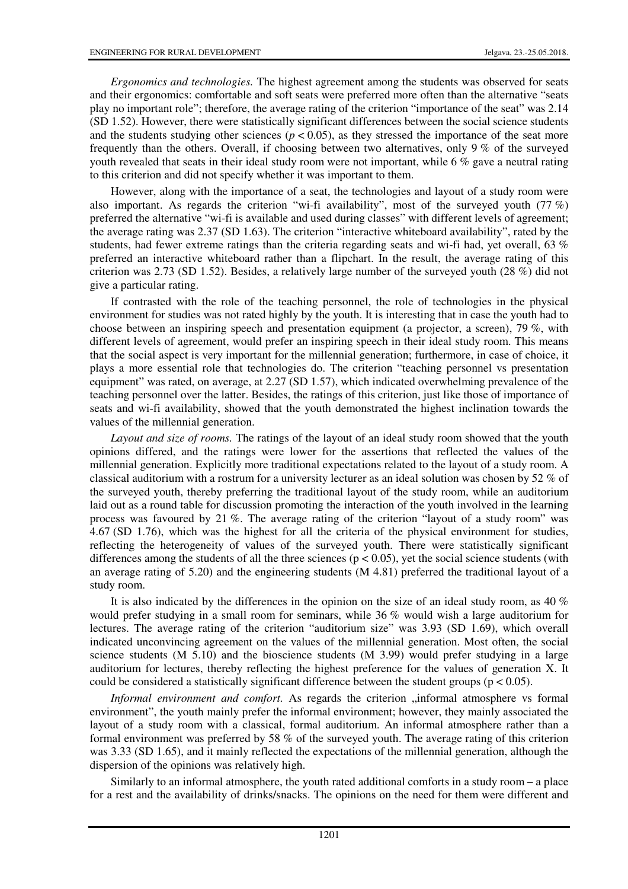*Ergonomics and technologies.* The highest agreement among the students was observed for seats and their ergonomics: comfortable and soft seats were preferred more often than the alternative "seats play no important role"; therefore, the average rating of the criterion "importance of the seat" was 2.14 (SD 1.52). However, there were statistically significant differences between the social science students and the students studying other sciences ($p < 0.05$), as they stressed the importance of the seat more frequently than the others. Overall, if choosing between two alternatives, only 9 % of the surveyed youth revealed that seats in their ideal study room were not important, while 6 % gave a neutral rating to this criterion and did not specify whether it was important to them.

However, along with the importance of a seat, the technologies and layout of a study room were also important. As regards the criterion "wi-fi availability", most of the surveyed youth (77 %) preferred the alternative "wi-fi is available and used during classes" with different levels of agreement; the average rating was 2.37 (SD 1.63). The criterion "interactive whiteboard availability", rated by the students, had fewer extreme ratings than the criteria regarding seats and wi-fi had, yet overall, 63 % preferred an interactive whiteboard rather than a flipchart. In the result, the average rating of this criterion was 2.73 (SD 1.52). Besides, a relatively large number of the surveyed youth (28 %) did not give a particular rating.

If contrasted with the role of the teaching personnel, the role of technologies in the physical environment for studies was not rated highly by the youth. It is interesting that in case the youth had to choose between an inspiring speech and presentation equipment (a projector, a screen), 79 %, with different levels of agreement, would prefer an inspiring speech in their ideal study room. This means that the social aspect is very important for the millennial generation; furthermore, in case of choice, it plays a more essential role that technologies do. The criterion "teaching personnel vs presentation equipment" was rated, on average, at 2.27 (SD 1.57), which indicated overwhelming prevalence of the teaching personnel over the latter. Besides, the ratings of this criterion, just like those of importance of seats and wi-fi availability, showed that the youth demonstrated the highest inclination towards the values of the millennial generation.

*Layout and size of rooms.* The ratings of the layout of an ideal study room showed that the youth opinions differed, and the ratings were lower for the assertions that reflected the values of the millennial generation. Explicitly more traditional expectations related to the layout of a study room. A classical auditorium with a rostrum for a university lecturer as an ideal solution was chosen by 52 % of the surveyed youth, thereby preferring the traditional layout of the study room, while an auditorium laid out as a round table for discussion promoting the interaction of the youth involved in the learning process was favoured by 21 %. The average rating of the criterion "layout of a study room" was 4.67 (SD 1.76), which was the highest for all the criteria of the physical environment for studies, reflecting the heterogeneity of values of the surveyed youth. There were statistically significant differences among the students of all the three sciences ($p < 0.05$), yet the social science students (with an average rating of 5.20) and the engineering students (M 4.81) preferred the traditional layout of a study room.

It is also indicated by the differences in the opinion on the size of an ideal study room, as 40 % would prefer studying in a small room for seminars, while 36 % would wish a large auditorium for lectures. The average rating of the criterion "auditorium size" was 3.93 (SD 1.69), which overall indicated unconvincing agreement on the values of the millennial generation. Most often, the social science students (M 5.10) and the bioscience students (M 3.99) would prefer studying in a large auditorium for lectures, thereby reflecting the highest preference for the values of generation X. It could be considered a statistically significant difference between the student groups ($p < 0.05$).

*Informal environment and comfort.* As regards the criterion „informal atmosphere vs formal environment", the youth mainly prefer the informal environment; however, they mainly associated the layout of a study room with a classical, formal auditorium. An informal atmosphere rather than a formal environment was preferred by 58 % of the surveyed youth. The average rating of this criterion was 3.33 (SD 1.65), and it mainly reflected the expectations of the millennial generation, although the dispersion of the opinions was relatively high.

Similarly to an informal atmosphere, the youth rated additional comforts in a study room – a place for a rest and the availability of drinks/snacks. The opinions on the need for them were different and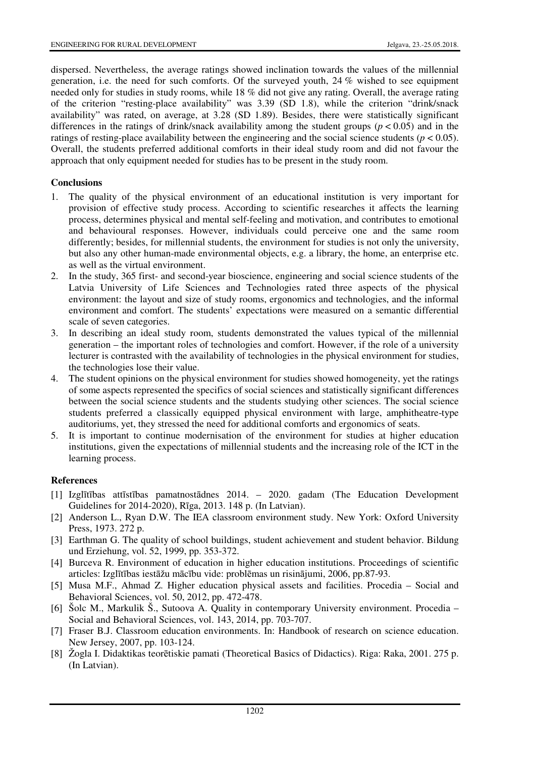dispersed. Nevertheless, the average ratings showed inclination towards the values of the millennial generation, i.e. the need for such comforts. Of the surveyed youth, 24 % wished to see equipment needed only for studies in study rooms, while 18 % did not give any rating. Overall, the average rating of the criterion "resting-place availability" was 3.39 (SD 1.8), while the criterion "drink/snack availability" was rated, on average, at 3.28 (SD 1.89). Besides, there were statistically significant differences in the ratings of drink/snack availability among the student groups ($p < 0.05$) and in the ratings of resting-place availability between the engineering and the social science students ($p < 0.05$). Overall, the students preferred additional comforts in their ideal study room and did not favour the approach that only equipment needed for studies has to be present in the study room.

## Conclusions

1. The quality of the physical environment of an educational institution is very important for provision of effective study process. According to scientific researches it affects the learning process, determines physical and mental self-feeling and motivation, and contributes to emotional and behavioural responses. However, individuals could perceive one and the same room differently; besides, for millennial students, the environment for studies is not only the university, but also any other human-made environmental objects, e.g. a library, the home, an enterprise etc. as well as the virtual environment.
2. In the study, 365 first- and second-year bioscience, engineering and social science students of the Latvia University of Life Sciences and Technologies rated three aspects of the physical environment: the layout and size of study rooms, ergonomics and technologies, and the informal environment and comfort. The students' expectations were measured on a semantic differential scale of seven categories.
3. In describing an ideal study room, students demonstrated the values typical of the millennial generation – the important roles of technologies and comfort. However, if the role of a university lecturer is contrasted with the availability of technologies in the physical environment for studies, the technologies lose their value.
4. The student opinions on the physical environment for studies showed homogeneity, yet the ratings of some aspects represented the specifics of social sciences and statistically significant differences between the social science students and the students studying other sciences. The social science students preferred a classically equipped physical environment with large, amphitheatre-type auditoriums, yet, they stressed the need for additional comforts and ergonomics of seats.
5. It is important to continue modernisation of the environment for studies at higher education institutions, given the expectations of millennial students and the increasing role of the ICT in the learning process.

## References

[1] Izglītības attīstības pamatnostādnes 2014. – 2020. gadam (The Education Development Guidelines for 2014-2020), Rīga, 2013. 148 p. (In Latvian).

[2] Anderson L., Ryan D.W. The IEA classroom environment study. New York: Oxford University Press, 1973. 272 p.

[3] Earthman G. The quality of school buildings, student achievement and student behavior. Bildung und Erziehung, vol. 52, 1999, pp. 353-372.

[4] Burceva R. Environment of education in higher education institutions. Proceedings of scientific articles: Izglītības iestāžu mācību vide: problēmas un risinājumi, 2006, pp.87-93.

[5] Musa M.F., Ahmad Z. Higher education physical assets and facilities. Procedia – Social and Behavioral Sciences, vol. 50, 2012, pp. 472-478.

[6] Šolc M., Markulik Š., Sutoova A. Quality in contemporary University environment. Procedia – Social and Behavioral Sciences, vol. 143, 2014, pp. 703-707.

[7] Fraser B.J. Classroom education environments. In: Handbook of research on science education. New Jersey, 2007, pp. 103-124.

[8] Žogla I. Didaktikas teorētiskie pamati (Theoretical Basics of Didactics). Riga: Raka, 2001. 275 p. (In Latvian).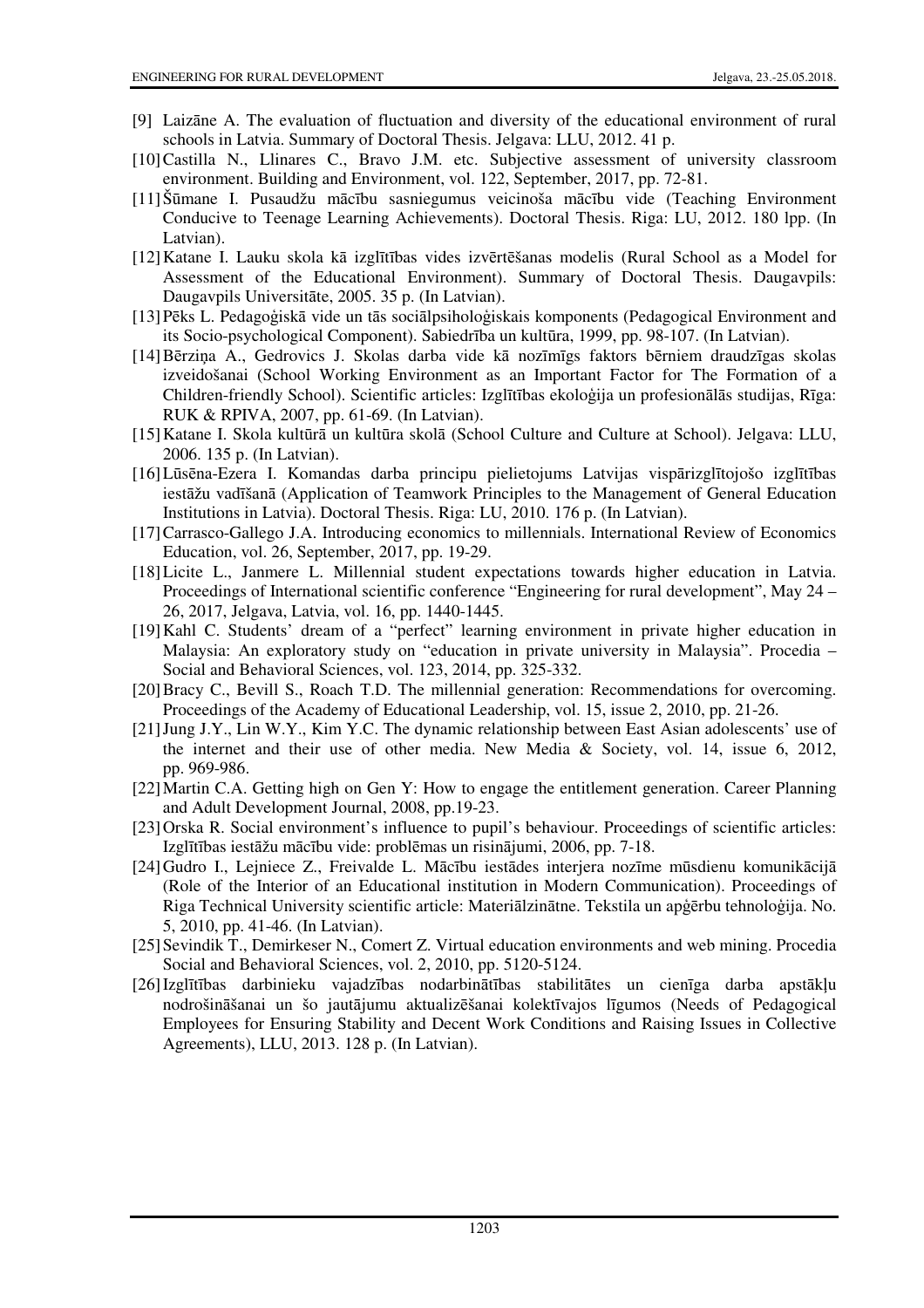[9] Laizāne A. The evaluation of fluctuation and diversity of the educational environment of rural schools in Latvia. Summary of Doctoral Thesis. Jelgava: LLU, 2012. 41 p.

[10] Castilla N., Llinares C., Bravo J.M. etc. Subjective assessment of university classroom environment. Building and Environment, vol. 122, September, 2017, pp. 72-81.

[11] Šūmane I. Pusaudžu mācību sasniegumus veicinoša mācību vide (Teaching Environment Conducive to Teenage Learning Achievements). Doctoral Thesis. Riga: LU, 2012. 180 lpp. (In Latvian).

[12] Katane I. Lauku skola kā izglītības vides izvērtēšanas modelis (Rural School as a Model for Assessment of the Educational Environment). Summary of Doctoral Thesis. Daugavpils: Daugavpils Universitāte, 2005. 35 p. (In Latvian).

[13] Pēks L. Pedagoģiskā vide un tās sociālpsiholoģiskais komponents (Pedagogical Environment and its Socio-psychological Component). Sabiedrība un kultūra, 1999, pp. 98-107. (In Latvian).

[14] Bērziņa A., Gedrovics J. Skolas darba vide kā nozīmīgs faktors bērniem draudzīgas skolas izveidošanai (School Working Environment as an Important Factor for The Formation of a Children-friendly School). Scientific articles: Izglītības ekoloģija un profesionālās studijas, Rīga: RUK & RPIVA, 2007, pp. 61-69. (In Latvian).

[15] Katane I. Skola kultūrā un kultūra skolā (School Culture and Culture at School). Jelgava: LLU, 2006. 135 p. (In Latvian).

[16] Lūsēna-Ezera I. Komandas darba principu pielietojums Latvijas vispārizglītojošo izglītības iestāžu vadīšanā (Application of Teamwork Principles to the Management of General Education Institutions in Latvia). Doctoral Thesis. Riga: LU, 2010. 176 p. (In Latvian).

[17] Carrasco-Gallego J.A. Introducing economics to millennials. International Review of Economics Education, vol. 26, September, 2017, pp. 19-29.

[18] Licite L., Janmere L. Millennial student expectations towards higher education in Latvia. Proceedings of International scientific conference "Engineering for rural development", May 24 – 26, 2017, Jelgava, Latvia, vol. 16, pp. 1440-1445.

[19] Kahl C. Students' dream of a "perfect" learning environment in private higher education in Malaysia: An exploratory study on "education in private university in Malaysia". Procedia – Social and Behavioral Sciences, vol. 123, 2014, pp. 325-332.

[20] Bracy C., Bevill S., Roach T.D. The millennial generation: Recommendations for overcoming. Proceedings of the Academy of Educational Leadership, vol. 15, issue 2, 2010, pp. 21-26.

[21] Jung J.Y., Lin W.Y., Kim Y.C. The dynamic relationship between East Asian adolescents' use of the internet and their use of other media. New Media & Society, vol. 14, issue 6, 2012, pp. 969-986.

[22] Martin C.A. Getting high on Gen Y: How to engage the entitlement generation. Career Planning and Adult Development Journal, 2008, pp.19-23.

[23] Orska R. Social environment's influence to pupil's behaviour. Proceedings of scientific articles: Izglītības iestāžu mācību vide: problēmas un risinājumi, 2006, pp. 7-18.

[24] Gudro I., Lejniece Z., Freivalde L. Mācību iestādes interjera nozīme mūsdienu komunikācijā (Role of the Interior of an Educational institution in Modern Communication). Proceedings of Riga Technical University scientific article: Materiālzinātne. Tekstila un apģērbu tehnoloģija. No. 5, 2010, pp. 41-46. (In Latvian).

[25] Sevindik T., Demirkeser N., Comert Z. Virtual education environments and web mining. Procedia Social and Behavioral Sciences, vol. 2, 2010, pp. 5120-5124.

[26] Izglītības darbinieku vajadzības nodarbinātības stabilitātes un cienīga darba apstākļu nodrošināšanai un šo jautājumu aktualizēšanai kolektīvajos līgumos (Needs of Pedagogical Employees for Ensuring Stability and Decent Work Conditions and Raising Issues in Collective Agreements), LLU, 2013. 128 p. (In Latvian).